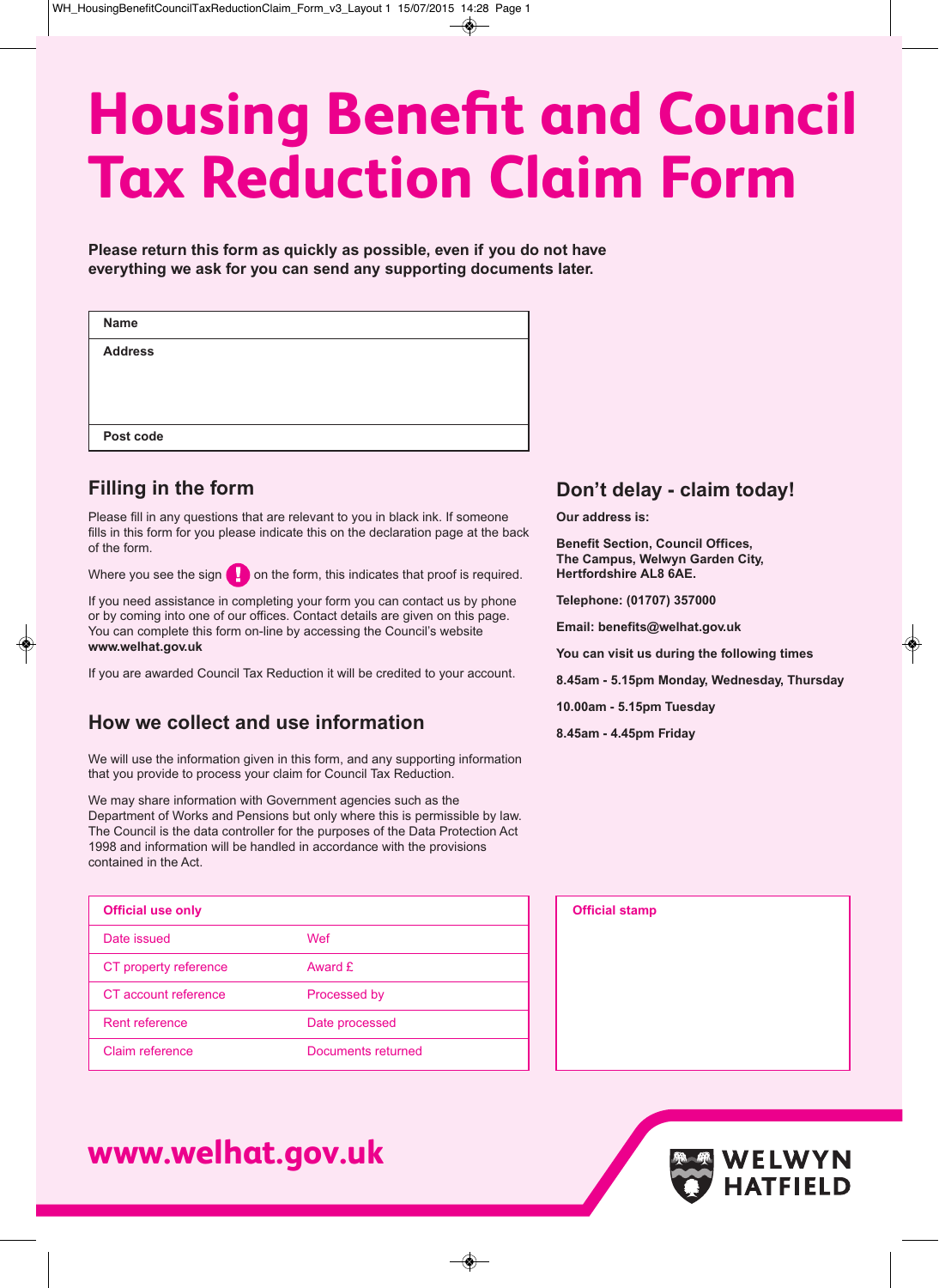# Housing Benefit and Council Tax Reduction Claim Form

**Please return this form as quickly as possible, even if you do not have everything we ask for you can send any supporting documents later.**

| **Name** |
|---|
| **Address** |
| **Post code** |

## Filling in the form

Please fill in any questions that are relevant to you in black ink. If someone fills in this form for you please indicate this on the declaration page at the back of the form.

Where you see the sign ! on the form, this indicates that proof is required.

If you need assistance in completing your form you can contact us by phone or by coming into one of our offices. Contact details are given on this page. You can complete this form on-line by accessing the Council's website **www.welhat.gov.uk**

If you are awarded Council Tax Reduction it will be credited to your account.

## How we collect and use information

We will use the information given in this form, and any supporting information that you provide to process your claim for Council Tax Reduction.

We may share information with Government agencies such as the Department of Works and Pensions but only where this is permissible by law. The Council is the data controller for the purposes of the Data Protection Act 1998 and information will be handled in accordance with the provisions contained in the Act.

## Don't delay - claim today!

**Our address is:**

**Benefit Section, Council Offices,**
**The Campus, Welwyn Garden City,**
**Hertfordshire AL8 6AE.**

**Telephone: (01707) 357000**

**Email: benefits@welhat.gov.uk**

**You can visit us during the following times**

**8.45am - 5.15pm Monday, Wednesday, Thursday**

**10.00am - 5.15pm Tuesday**

**8.45am - 4.45pm Friday**

| **Official use only** | |
|---|---|
| Date issued | Wef |
| CT property reference | Award £ |
| CT account reference | Processed by |
| Rent reference | Date processed |
| Claim reference | Documents returned |

| **Official stamp** |
|---|
| |

**www.welhat.gov.uk**

WELWYN HATFIELD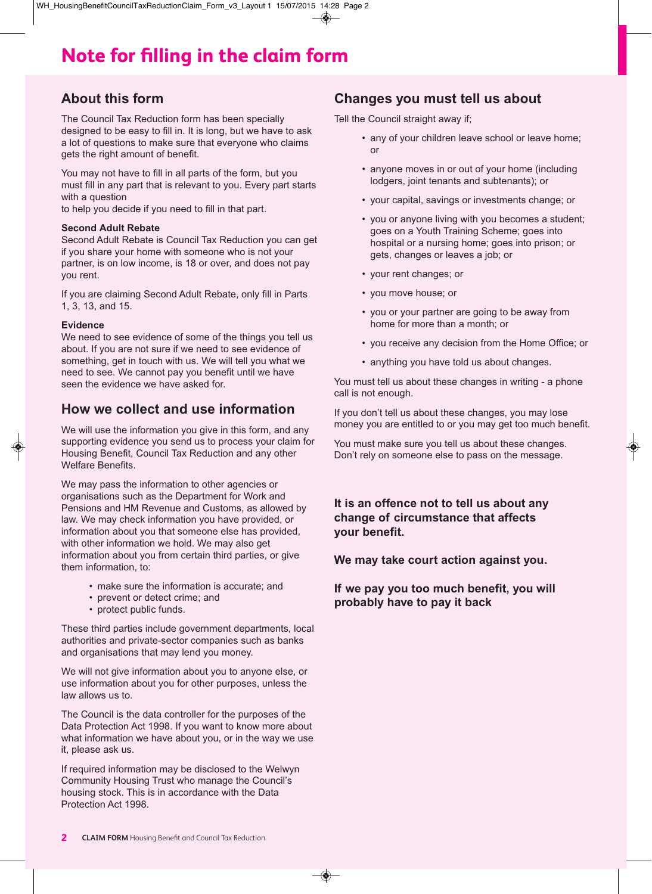# Note for filling in the claim form

## About this form

The Council Tax Reduction form has been specially designed to be easy to fill in. It is long, but we have to ask a lot of questions to make sure that everyone who claims gets the right amount of benefit.

You may not have to fill in all parts of the form, but you must fill in any part that is relevant to you. Every part starts with a question
to help you decide if you need to fill in that part.

**Second Adult Rebate**
Second Adult Rebate is Council Tax Reduction you can get if you share your home with someone who is not your partner, is on low income, is 18 or over, and does not pay you rent.

If you are claiming Second Adult Rebate, only fill in Parts 1, 3, 13, and 15.

**Evidence**
We need to see evidence of some of the things you tell us about. If you are not sure if we need to see evidence of something, get in touch with us. We will tell you what we need to see. We cannot pay you benefit until we have seen the evidence we have asked for.

## How we collect and use information

We will use the information you give in this form, and any supporting evidence you send us to process your claim for Housing Benefit, Council Tax Reduction and any other Welfare Benefits.

We may pass the information to other agencies or organisations such as the Department for Work and Pensions and HM Revenue and Customs, as allowed by law. We may check information you have provided, or information about you that someone else has provided, with other information we hold. We may also get information about you from certain third parties, or give them information, to:

- make sure the information is accurate; and
- prevent or detect crime; and
- protect public funds.

These third parties include government departments, local authorities and private-sector companies such as banks and organisations that may lend you money.

We will not give information about you to anyone else, or use information about you for other purposes, unless the law allows us to.

The Council is the data controller for the purposes of the Data Protection Act 1998. If you want to know more about what information we have about you, or in the way we use it, please ask us.

If required information may be disclosed to the Welwyn Community Housing Trust who manage the Council's housing stock. This is in accordance with the Data Protection Act 1998.

## Changes you must tell us about

Tell the Council straight away if;

- any of your children leave school or leave home; or
- anyone moves in or out of your home (including lodgers, joint tenants and subtenants); or
- your capital, savings or investments change; or
- you or anyone living with you becomes a student; goes on a Youth Training Scheme; goes into hospital or a nursing home; goes into prison; or gets, changes or leaves a job; or
- your rent changes; or
- you move house; or
- you or your partner are going to be away from home for more than a month; or
- you receive any decision from the Home Office; or
- anything you have told us about changes.

You must tell us about these changes in writing - a phone call is not enough.

If you don't tell us about these changes, you may lose money you are entitled to or you may get too much benefit.

You must make sure you tell us about these changes. Don't rely on someone else to pass on the message.

**It is an offence not to tell us about any change of circumstance that affects your benefit.**

**We may take court action against you.**

**If we pay you too much benefit, you will probably have to pay it back**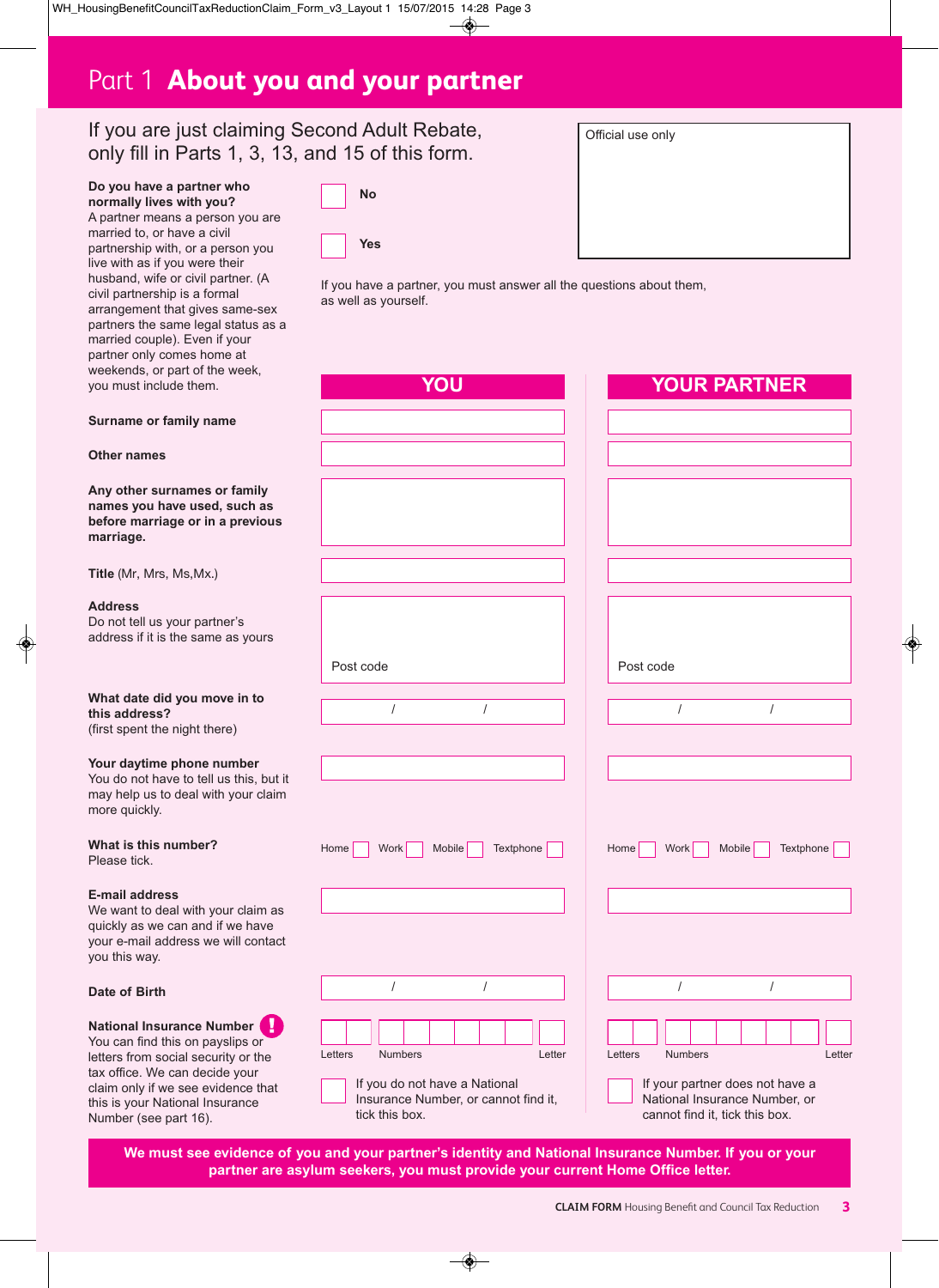# Part 1 **About you and your partner**

If you are just claiming Second Adult Rebate, only fill in Parts 1, 3, 13, and 15 of this form.

Official use only

**Do you have a partner who normally lives with you?**
A partner means a person you are married to, or have a civil partnership with, or a person you live with as if you were their husband, wife or civil partner. (A civil partnership is a formal arrangement that gives same-sex partners the same legal status as a married couple). Even if your partner only comes home at weekends, or part of the week, you must include them.

☐ No

☐ Yes

If you have a partner, you must answer all the questions about them, as well as yourself.

| | YOU | YOUR PARTNER |
|---|---|---|
| **Surname or family name** | | |
| **Other names** | | |
| **Any other surnames or family names you have used, such as before marriage or in a previous marriage.** | | |
| **Title** (Mr, Mrs, Ms,Mx.) | | |
| **Address**<br>Do not tell us your partner's address if it is the same as yours | Post code | Post code |
| **What date did you move in to this address?**<br>(first spent the night there) | / / | / / |
| **Your daytime phone number**<br>You do not have to tell us this, but it may help us to deal with your claim more quickly. | | |
| **What is this number?**<br>Please tick. | Home ☐ Work ☐ Mobile ☐ Textphone ☐ | Home ☐ Work ☐ Mobile ☐ Textphone ☐ |
| **E-mail address**<br>We want to deal with your claim as quickly as we can and if we have your e-mail address we will contact you this way. | | |
| **Date of Birth** | / / | / / |
| **National Insurance Number** !<br>You can find this on payslips or letters from social security or the tax office. We can decide your claim only if we see evidence that this is your National Insurance Number (see part 16). | Letters Numbers Letter<br>☐ If you do not have a National Insurance Number, or cannot find it, tick this box. | Letters Numbers Letter<br>☐ If your partner does not have a National Insurance Number, or cannot find it, tick this box. |

**We must see evidence of you and your partner's identity and National Insurance Number. If you or your partner are asylum seekers, you must provide your current Home Office letter.**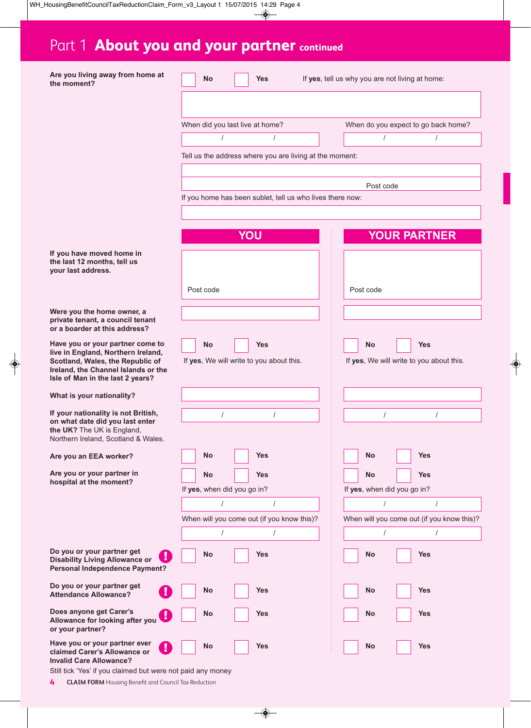# Part 1 About you and your partner continued

**Are you living away from home at the moment?**

☐ No ☐ Yes

If **yes**, tell us why you are not living at home:

When did you last live at home? / /

When do you expect to go back home? / /

Tell us the address where you are living at the moment:

Post code

If you home has been sublet, tell us who lives there now:

| | YOU | YOUR PARTNER |
|---|---|---|
| **If you have moved home in the last 12 months, tell us your last address.** | Post code | Post code |
| **Were you the home owner, a private tenant, a council tenant or a boarder at this address?** | | |
| **Have you or your partner come to live in England, Northern Ireland, Scotland, Wales, the Republic of Ireland, the Channel Islands or the Isle of Man in the last 2 years?** | ☐ No ☐ Yes<br>If **yes**, We will write to you about this. | ☐ No ☐ Yes<br>If **yes**, We will write to you about this. |
| **What is your nationality?** | | |
| **If your nationality is not British, on what date did you last enter the UK?** The UK is England, Northern Ireland, Scotland & Wales. | / / | / / |
| **Are you an EEA worker?** | ☐ No ☐ Yes | ☐ No ☐ Yes |
| **Are you or your partner in hospital at the moment?** | ☐ No ☐ Yes<br>If **yes**, when did you go in? / /<br>When will you come out (if you know this)? / / | ☐ No ☐ Yes<br>If **yes**, when did you go in? / /<br>When will you come out (if you know this)? / / |
| **Do you or your partner get Disability Living Allowance or Personal Independence Payment?** ! | ☐ No ☐ Yes | ☐ No ☐ Yes |
| **Do you or your partner get Attendance Allowance?** ! | ☐ No ☐ Yes | ☐ No ☐ Yes |
| **Does anyone get Carer's Allowance for looking after you or your partner?** ! | ☐ No ☐ Yes | ☐ No ☐ Yes |
| **Have you or your partner ever claimed Carer's Allowance or Invalid Care Allowance?** ! | ☐ No ☐ Yes | ☐ No ☐ Yes |

Still tick 'Yes' if you claimed but were not paid any money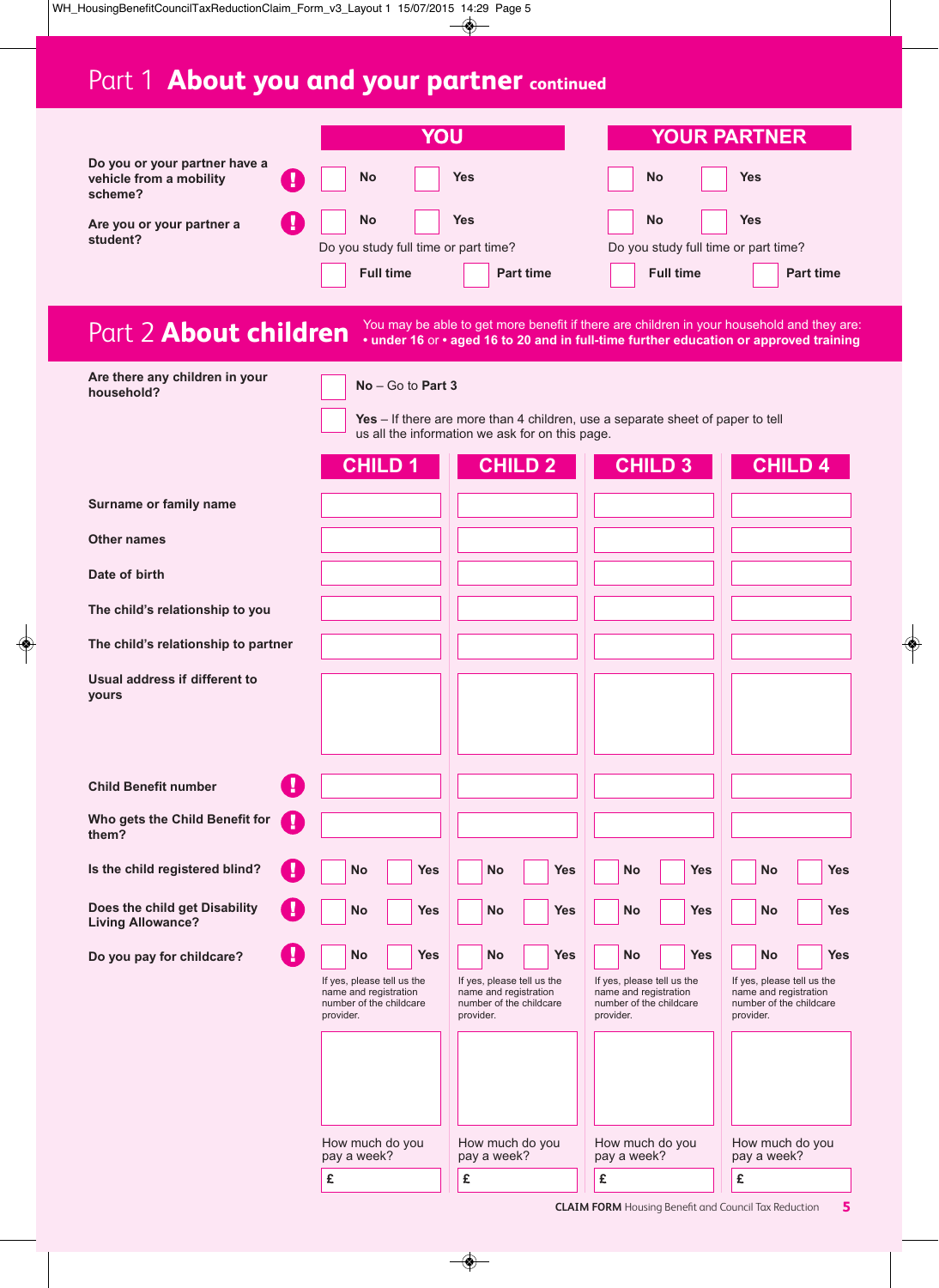## Part 1 About you and your partner *continued*

| | YOU | | YOUR PARTNER | |
|---|---|---|---|---|
| Do you or your partner have a vehicle from a mobility scheme? | ☐ No | ☐ Yes | ☐ No | ☐ Yes |
| Are you or your partner a student? | ☐ No | ☐ Yes | ☐ No | ☐ Yes |
| | Do you study full time or part time? | | Do you study full time or part time? | |
| | ☐ Full time | ☐ Part time | ☐ Full time | ☐ Part time |

## Part 2 About children

You may be able to get more benefit if there are children in your household and they are:
**• under 16** or **• aged 16 to 20 and in full-time further education or approved training**

**Are there any children in your household?**

☐ **No** – Go to **Part 3**

☐ **Yes** – If there are more than 4 children, use a separate sheet of paper to tell us all the information we ask for on this page.

| | CHILD 1 | CHILD 2 | CHILD 3 | CHILD 4 |
|---|---|---|---|---|
| **Surname or family name** | | | | |
| **Other names** | | | | |
| **Date of birth** | | | | |
| **The child's relationship to you** | | | | |
| **The child's relationship to partner** | | | | |
| **Usual address if different to yours** | | | | |
| **Child Benefit number** | | | | |
| **Who gets the Child Benefit for them?** | | | | |
| **Is the child registered blind?** | ☐ No ☐ Yes | ☐ No ☐ Yes | ☐ No ☐ Yes | ☐ No ☐ Yes |
| **Does the child get Disability Living Allowance?** | ☐ No ☐ Yes | ☐ No ☐ Yes | ☐ No ☐ Yes | ☐ No ☐ Yes |
| **Do you pay for childcare?** | ☐ No ☐ Yes | ☐ No ☐ Yes | ☐ No ☐ Yes | ☐ No ☐ Yes |
| | If yes, please tell us the name and registration number of the childcare provider. | If yes, please tell us the name and registration number of the childcare provider. | If yes, please tell us the name and registration number of the childcare provider. | If yes, please tell us the name and registration number of the childcare provider. |
| | | | | |
| | How much do you pay a week? £ | How much do you pay a week? £ | How much do you pay a week? £ | How much do you pay a week? £ |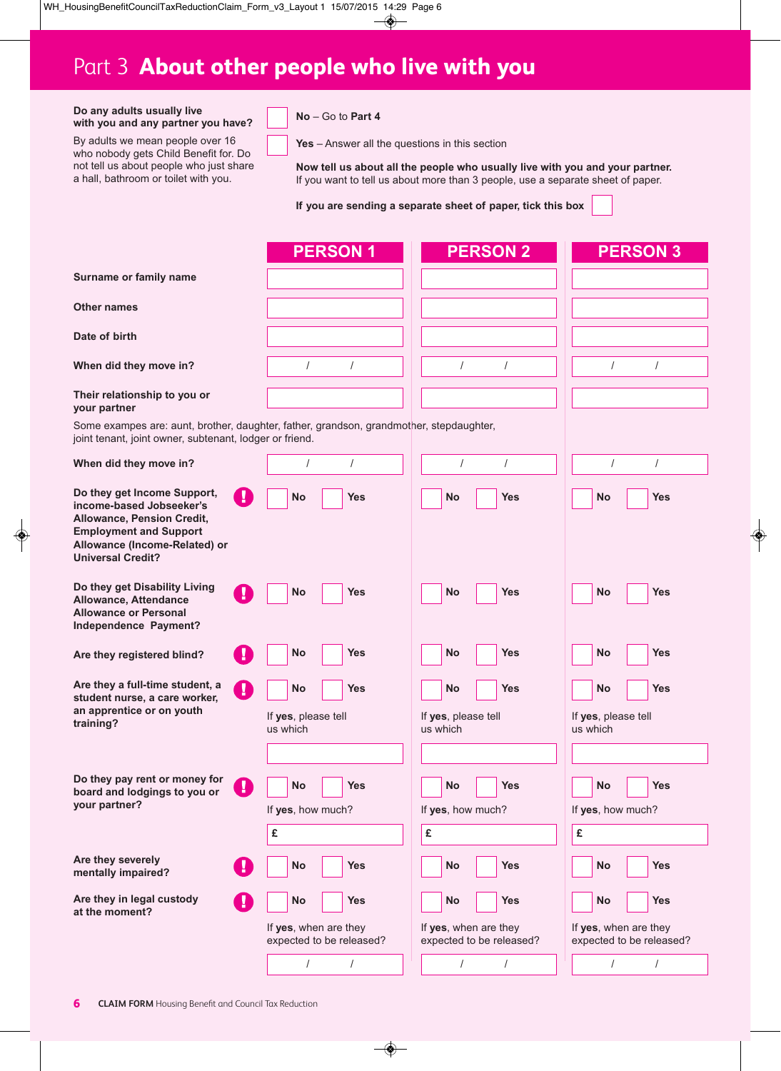# Part 3 About other people who live with you

**Do any adults usually live with you and any partner you have?**

By adults we mean people over 16 who nobody gets Child Benefit for. Do not tell us about people who just share a hall, bathroom or toilet with you.

☐ **No** – Go to **Part 4**

☐ **Yes** – Answer all the questions in this section

**Now tell us about all the people who usually live with you and your partner.**
If you want to tell us about more than 3 people, use a separate sheet of paper.

**If you are sending a separate sheet of paper, tick this box** ☐

| | PERSON 1 | PERSON 2 | PERSON 3 |
|---|---|---|---|
| **Surname or family name** | | | |
| **Other names** | | | |
| **Date of birth** | | | |
| **When did they move in?** | / / | / / | / / |
| **Their relationship to you or your partner** | | | |

Some exampes are: aunt, brother, daughter, father, grandson, grandmother, stepdaughter, joint tenant, joint owner, subtenant, lodger or friend.

| | PERSON 1 | PERSON 2 | PERSON 3 |
|---|---|---|---|
| **When did they move in?** | / / | / / | / / |
| **Do they get Income Support, income-based Jobseeker's Allowance, Pension Credit, Employment and Support Allowance (Income-Related) or Universal Credit?** | ☐ **No** ☐ **Yes** | ☐ **No** ☐ **Yes** | ☐ **No** ☐ **Yes** |
| **Do they get Disability Living Allowance, Attendance Allowance or Personal Independence Payment?** | ☐ **No** ☐ **Yes** | ☐ **No** ☐ **Yes** | ☐ **No** ☐ **Yes** |
| **Are they registered blind?** | ☐ **No** ☐ **Yes** | ☐ **No** ☐ **Yes** | ☐ **No** ☐ **Yes** |
| **Are they a full-time student, a student nurse, a care worker, an apprentice or on youth training?** | ☐ **No** ☐ **Yes** If **yes**, please tell us which | ☐ **No** ☐ **Yes** If **yes**, please tell us which | ☐ **No** ☐ **Yes** If **yes**, please tell us which |
| **Do they pay rent or money for board and lodgings to you or your partner?** | ☐ **No** ☐ **Yes** If **yes**, how much? £ | ☐ **No** ☐ **Yes** If **yes**, how much? £ | ☐ **No** ☐ **Yes** If **yes**, how much? £ |
| **Are they severely mentally impaired?** | ☐ **No** ☐ **Yes** | ☐ **No** ☐ **Yes** | ☐ **No** ☐ **Yes** |
| **Are they in legal custody at the moment?** | ☐ **No** ☐ **Yes** If **yes**, when are they expected to be released? / / | ☐ **No** ☐ **Yes** If **yes**, when are they expected to be released? / / | ☐ **No** ☐ **Yes** If **yes**, when are they expected to be released? / / |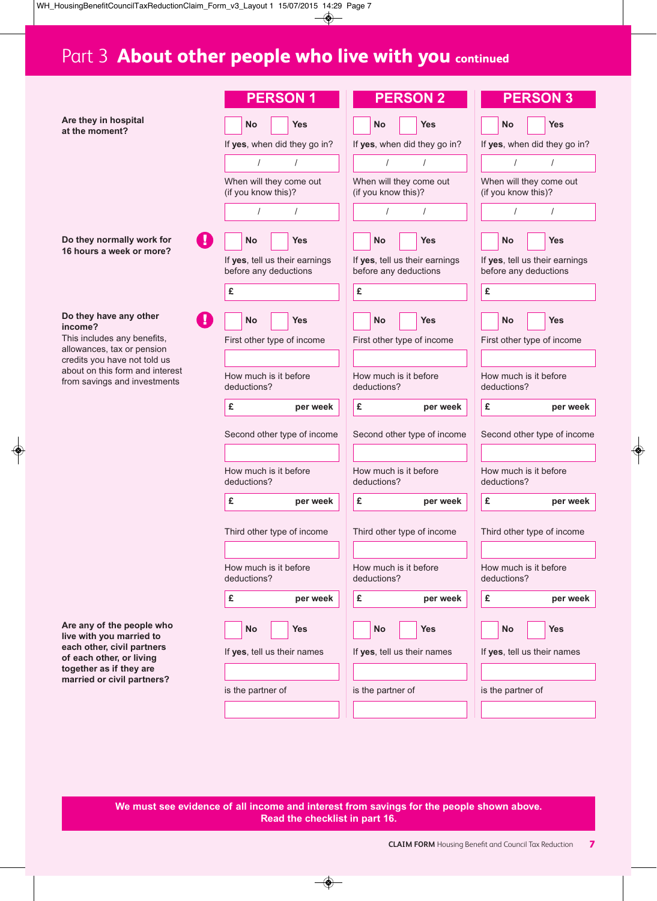# Part 3 **About other people who live with you** continued

| | PERSON 1 | PERSON 2 | PERSON 3 |
|---|---|---|---|
| **Are they in hospital at the moment?** | No / Yes | No / Yes | No / Yes |
| | If **yes**, when did they go in? | If **yes**, when did they go in? | If **yes**, when did they go in? |
| | / / | / / | / / |
| | When will they come out (if you know this)? | When will they come out (if you know this)? | When will they come out (if you know this)? |
| | / / | / / | / / |
| **Do they normally work for 16 hours a week or more?** ! | No / Yes | No / Yes | No / Yes |
| | If **yes**, tell us their earnings before any deductions | If **yes**, tell us their earnings before any deductions | If **yes**, tell us their earnings before any deductions |
| | £ | £ | £ |
| **Do they have any other income?** ! This includes any benefits, allowances, tax or pension credits you have not told us about on this form and interest from savings and investments | No / Yes | No / Yes | No / Yes |
| | First other type of income | First other type of income | First other type of income |
| | | | |
| | How much is it before deductions? | How much is it before deductions? | How much is it before deductions? |
| | £ **per week** | £ **per week** | £ **per week** |
| | Second other type of income | Second other type of income | Second other type of income |
| | | | |
| | How much is it before deductions? | How much is it before deductions? | How much is it before deductions? |
| | £ **per week** | £ **per week** | £ **per week** |
| | Third other type of income | Third other type of income | Third other type of income |
| | | | |
| | How much is it before deductions? | How much is it before deductions? | How much is it before deductions? |
| | £ **per week** | £ **per week** | £ **per week** |
| **Are any of the people who live with you married to each other, civil partners of each other, or living together as if they are married or civil partners?** | No / Yes | No / Yes | No / Yes |
| | If **yes**, tell us their names | If **yes**, tell us their names | If **yes**, tell us their names |
| | | | |
| | is the partner of | is the partner of | is the partner of |
| | | | |

**We must see evidence of all income and interest from savings for the people shown above. Read the checklist in part 16.**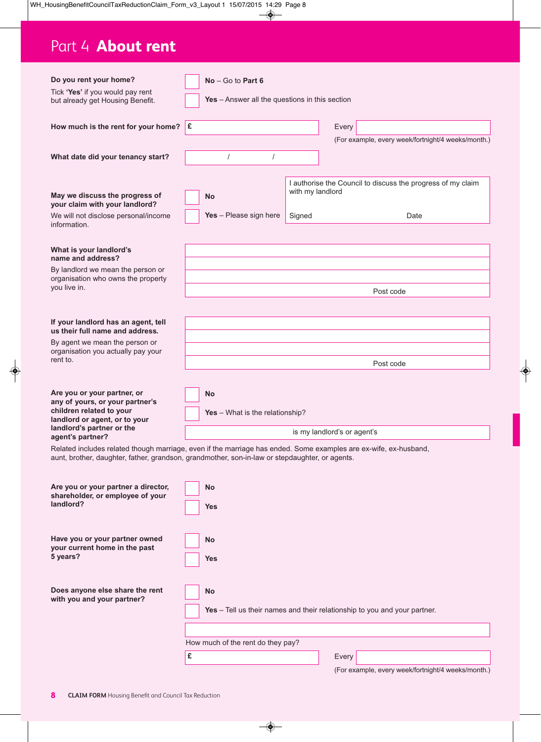# Part 4 **About rent**

**Do you rent your home?**

Tick **'Yes'** if you would pay rent but already get Housing Benefit.

☐ **No** – Go to **Part 6**

☐ **Yes** – Answer all the questions in this section

**How much is the rent for your home?** £ ______ Every ______

(For example, every week/fortnight/4 weeks/month.)

**What date did your tenancy start?** ____ / ____ / ____

**May we discuss the progress of your claim with your landlord?**

We will not disclose personal/income information.

☐ **No**

☐ **Yes** – Please sign here

I authorise the Council to discuss the progress of my claim with my landlord

Signed ______ Date ______

**What is your landlord's name and address?**

By landlord we mean the person or organisation who owns the property you live in.

______

Post code ______

**If your landlord has an agent, tell us their full name and address.**

By agent we mean the person or organisation you actually pay your rent to.

______

Post code ______

**Are you or your partner, or any of yours, or your partner's children related to your landlord or agent, or to your landlord's partner or the agent's partner?**

☐ **No**

☐ **Yes** – What is the relationship?

______ is my landlord's or agent's

Related includes related though marriage, even if the marriage has ended. Some examples are ex-wife, ex-husband, aunt, brother, daughter, father, grandson, grandmother, son-in-law or stepdaughter, or agents.

**Are you or your partner a director, shareholder, or employee of your landlord?**

☐ **No**

☐ **Yes**

**Have you or your partner owned your current home in the past 5 years?**

☐ **No**

☐ **Yes**

**Does anyone else share the rent with you and your partner?**

☐ **No**

☐ **Yes** – Tell us their names and their relationship to you and your partner.

______

How much of the rent do they pay?

£ ______ Every ______

(For example, every week/fortnight/4 weeks/month.)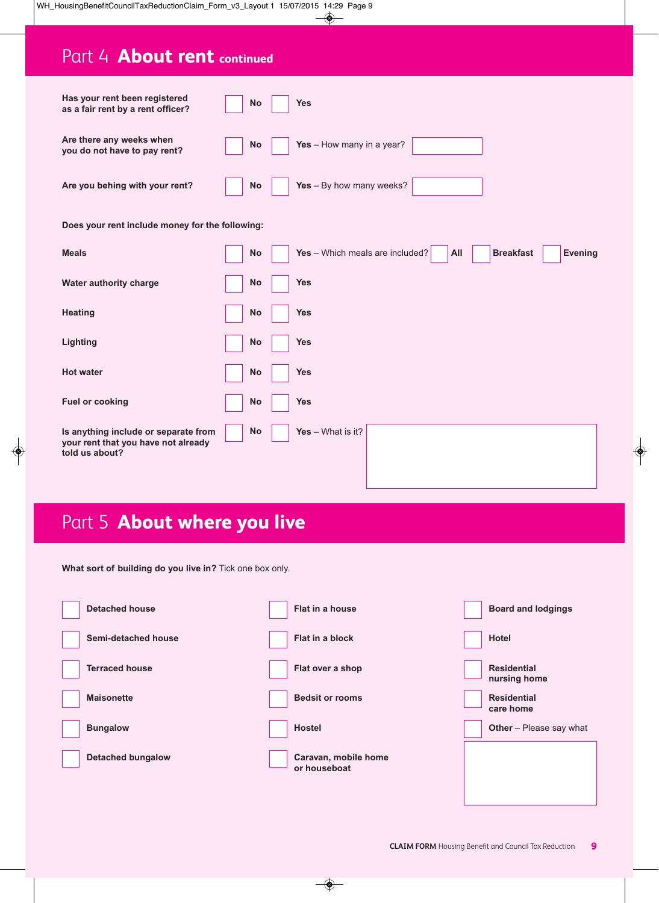## Part 4 **About rent** continued

**Has your rent been registered as a fair rent by a rent officer?** ☐ **No** ☐ **Yes**

**Are there any weeks when you do not have to pay rent?** ☐ **No** ☐ **Yes** – How many in a year? ______

**Are you behing with your rent?** ☐ **No** ☐ **Yes** – By how many weeks? ______

**Does your rent include money for the following:**

| | | |
|---|---|---|
| **Meals** | ☐ **No** | ☐ **Yes** – Which meals are included? ☐ **All** ☐ **Breakfast** ☐ **Evening** |
| **Water authority charge** | ☐ **No** | ☐ **Yes** |
| **Heating** | ☐ **No** | ☐ **Yes** |
| **Lighting** | ☐ **No** | ☐ **Yes** |
| **Hot water** | ☐ **No** | ☐ **Yes** |
| **Fuel or cooking** | ☐ **No** | ☐ **Yes** |
| **Is anything include or separate from your rent that you have not already told us about?** | ☐ **No** | ☐ **Yes** – What is it? ______ |

## Part 5 **About where you live**

**What sort of building do you live in?** Tick one box only.

| | | |
|---|---|---|
| ☐ **Detached house** | ☐ **Flat in a house** | ☐ **Board and lodgings** |
| ☐ **Semi-detached house** | ☐ **Flat in a block** | ☐ **Hotel** |
| ☐ **Terraced house** | ☐ **Flat over a shop** | ☐ **Residential nursing home** |
| ☐ **Maisonette** | ☐ **Bedsit or rooms** | ☐ **Residential care home** |
| ☐ **Bungalow** | ☐ **Hostel** | ☐ **Other** – Please say what |
| ☐ **Detached bungalow** | ☐ **Caravan, mobile home or houseboat** | ______ |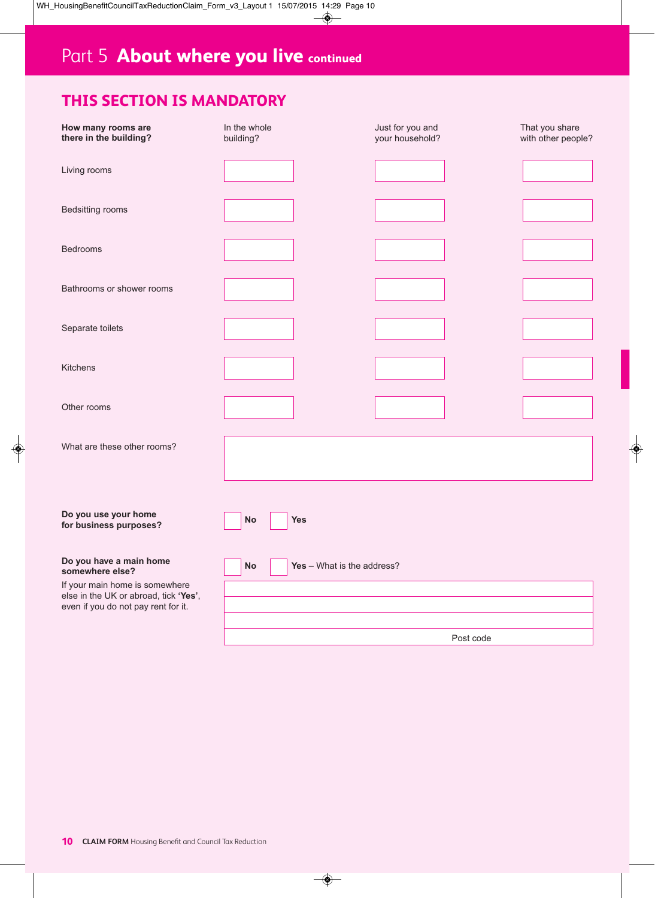# Part 5 **About where you live** continued

## THIS SECTION IS MANDATORY

| **How many rooms are there in the building?** | In the whole building? | Just for you and your household? | That you share with other people? |
|---|---|---|---|
| Living rooms | | | |
| Bedsitting rooms | | | |
| Bedrooms | | | |
| Bathrooms or shower rooms | | | |
| Separate toilets | | | |
| Kitchens | | | |
| Other rooms | | | |

What are these other rooms?

**Do you use your home for business purposes?**

☐ **No** ☐ **Yes**

**Do you have a main home somewhere else?**

If your main home is somewhere else in the UK or abroad, tick **'Yes'**, even if you do not pay rent for it.

☐ **No** ☐ **Yes** – What is the address?

Post code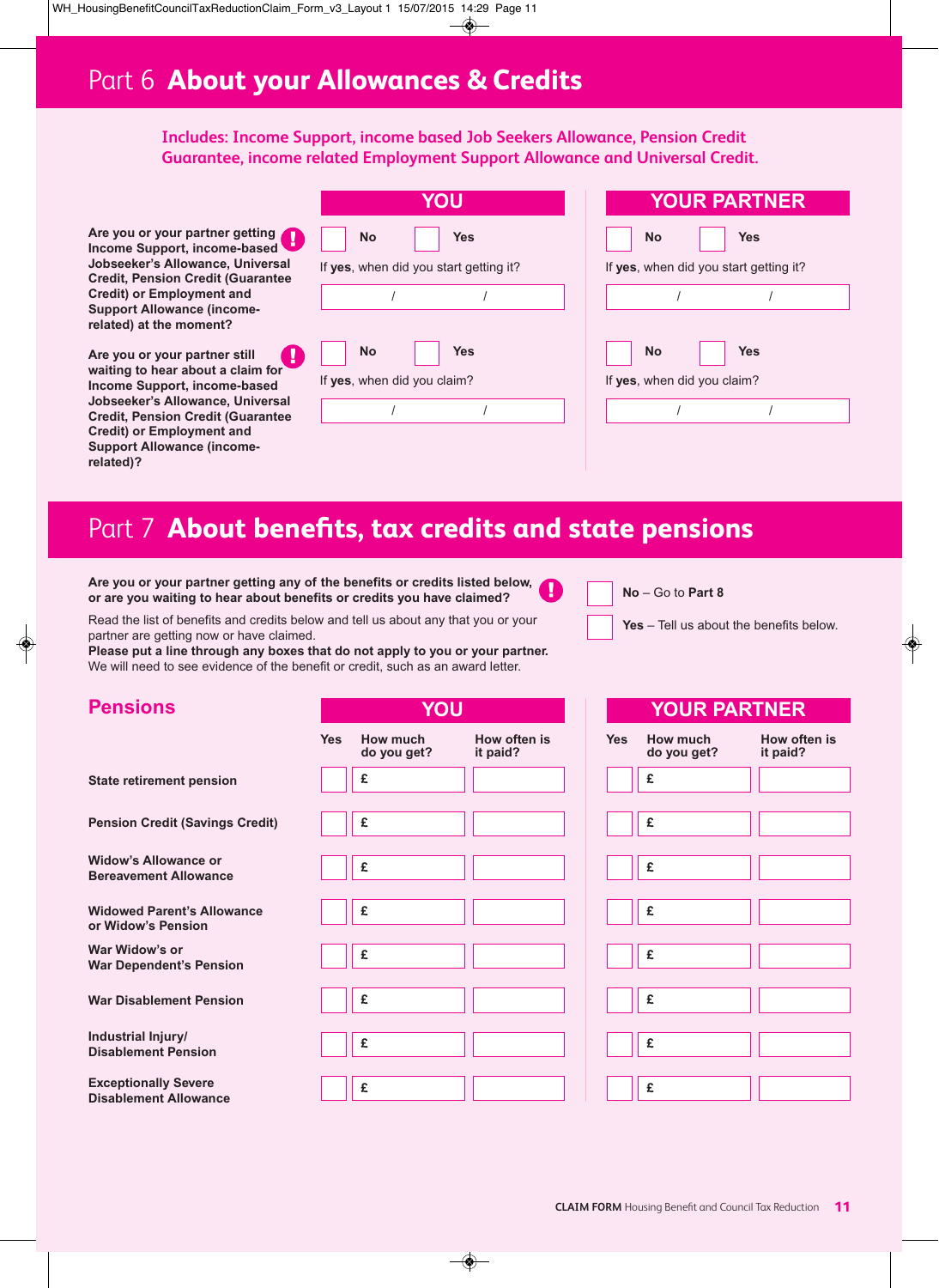# Part 6 About your Allowances & Credits

**Includes: Income Support, income based Job Seekers Allowance, Pension Credit Guarantee, income related Employment Support Allowance and Universal Credit.**

| | YOU | YOUR PARTNER |
|---|---|---|
| **Are you or your partner getting Income Support, income-based Jobseeker's Allowance, Universal Credit, Pension Credit (Guarantee Credit) or Employment and Support Allowance (income-related) at the moment?** | No / Yes<br>If **yes**, when did you start getting it?<br>/ / | No / Yes<br>If **yes**, when did you start getting it?<br>/ / |
| **Are you or your partner still waiting to hear about a claim for Income Support, income-based Jobseeker's Allowance, Universal Credit, Pension Credit (Guarantee Credit) or Employment and Support Allowance (income-related)?** | No / Yes<br>If **yes**, when did you claim?<br>/ / | No / Yes<br>If **yes**, when did you claim?<br>/ / |

# Part 7 About benefits, tax credits and state pensions

**Are you or your partner getting any of the benefits or credits listed below, or are you waiting to hear about benefits or credits you have claimed?**

Read the list of benefits and credits below and tell us about any that you or your partner are getting now or have claimed.
**Please put a line through any boxes that do not apply to you or your partner.**
We will need to see evidence of the benefit or credit, such as an award letter.

- **No** – Go to **Part 8**
- **Yes** – Tell us about the benefits below.

## Pensions

| | YOU | | | YOUR PARTNER | | |
|---|---|---|---|---|---|---|
| | Yes | How much do you get? | How often is it paid? | Yes | How much do you get? | How often is it paid? |
| **State retirement pension** | | £ | | | £ | |
| **Pension Credit (Savings Credit)** | | £ | | | £ | |
| **Widow's Allowance or Bereavement Allowance** | | £ | | | £ | |
| **Widowed Parent's Allowance or Widow's Pension** | | £ | | | £ | |
| **War Widow's or War Dependent's Pension** | | £ | | | £ | |
| **War Disablement Pension** | | £ | | | £ | |
| **Industrial Injury/ Disablement Pension** | | £ | | | £ | |
| **Exceptionally Severe Disablement Allowance** | | £ | | | £ | |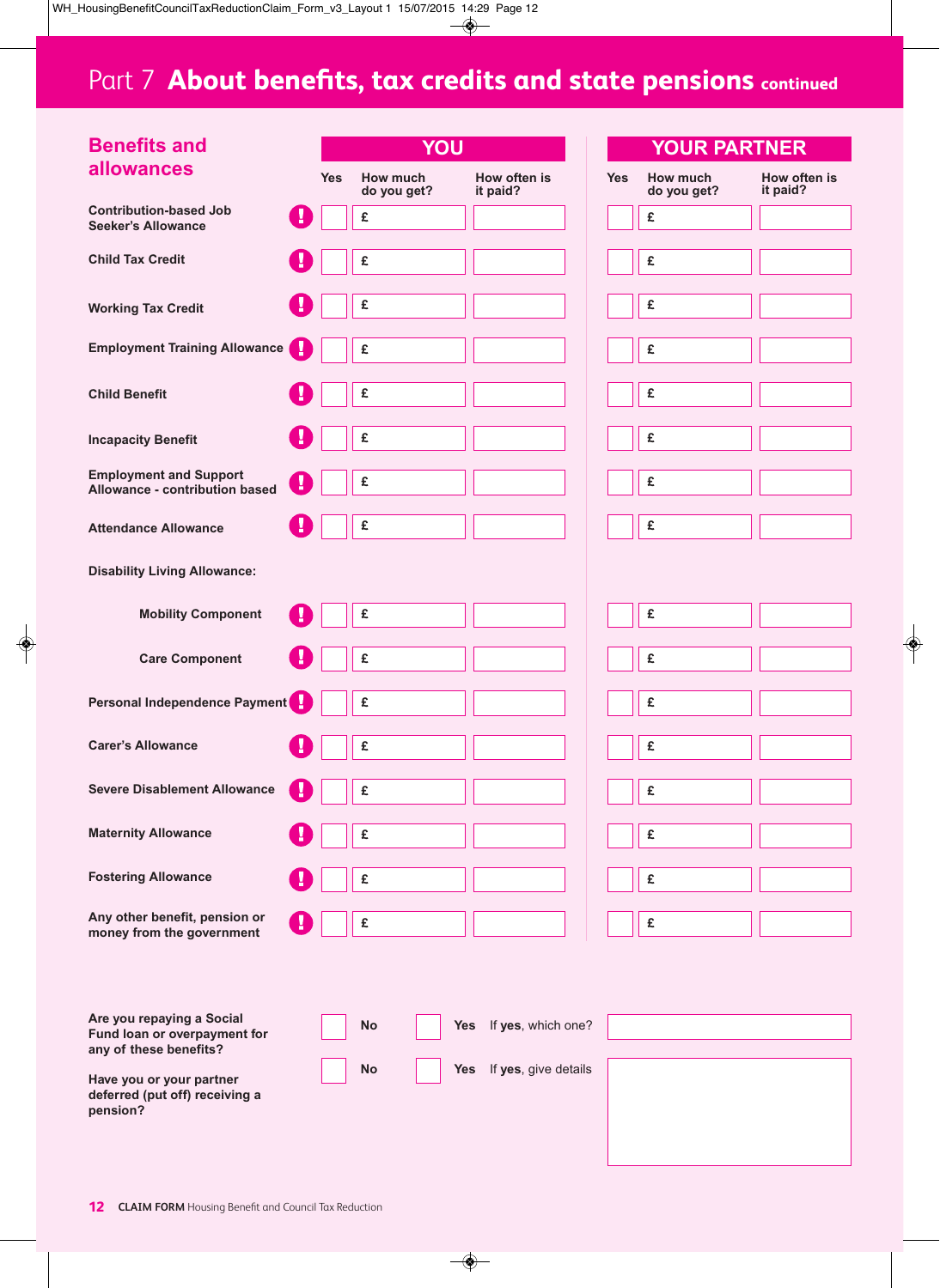# Part 7 About benefits, tax credits and state pensions continued

## Benefits and allowances

| | YOU | | | YOUR PARTNER | | |
|---|---|---|---|---|---|---|
| | Yes | How much do you get? | How often is it paid? | Yes | How much do you get? | How often is it paid? |
| Contribution-based Job Seeker's Allowance | | £ | | | £ | |
| Child Tax Credit | | £ | | | £ | |
| Working Tax Credit | | £ | | | £ | |
| Employment Training Allowance | | £ | | | £ | |
| Child Benefit | | £ | | | £ | |
| Incapacity Benefit | | £ | | | £ | |
| Employment and Support Allowance - contribution based | | £ | | | £ | |
| Attendance Allowance | | £ | | | £ | |
| Disability Living Allowance: | | | | | | |
| Mobility Component | | £ | | | £ | |
| Care Component | | £ | | | £ | |
| Personal Independence Payment | | £ | | | £ | |
| Carer's Allowance | | £ | | | £ | |
| Severe Disablement Allowance | | £ | | | £ | |
| Maternity Allowance | | £ | | | £ | |
| Fostering Allowance | | £ | | | £ | |
| Any other benefit, pension or money from the government | | £ | | | £ | |

**Are you repaying a Social Fund loan or overpayment for any of these benefits?** ☐ **No** ☐ **Yes** If **yes**, which one?

**Have you or your partner deferred (put off) receiving a pension?** ☐ **No** ☐ **Yes** If **yes**, give details

**CLAIM FORM** Housing Benefit and Council Tax Reduction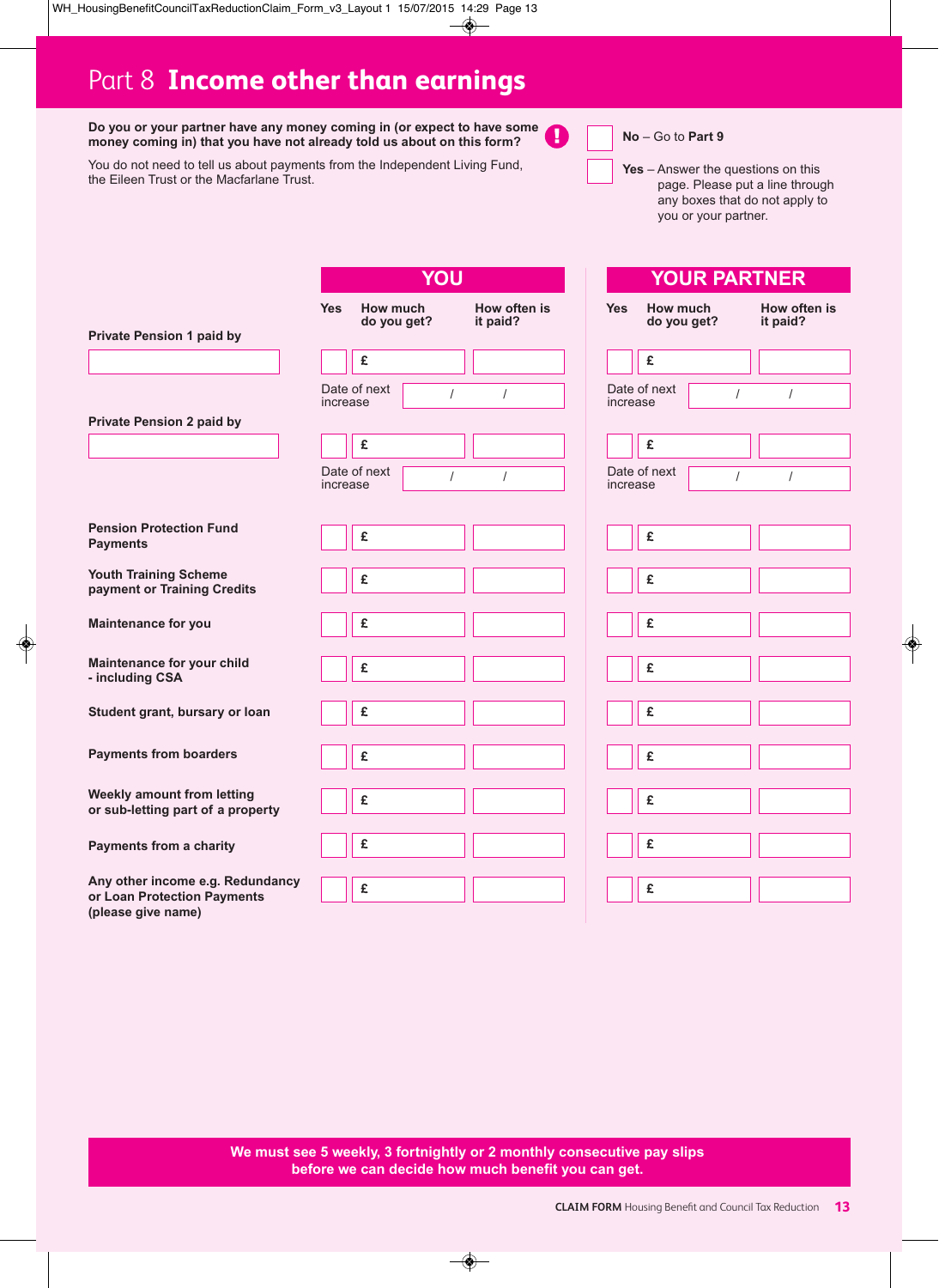# Part 8 **Income other than earnings**

**Do you or your partner have any money coming in (or expect to have some money coming in) that you have not already told us about on this form?**

You do not need to tell us about payments from the Independent Living Fund, the Eileen Trust or the Macfarlane Trust.

☐ **No** – Go to **Part 9**

☐ **Yes** – Answer the questions on this page. Please put a line through any boxes that do not apply to you or your partner.

| | YOU | | | YOUR PARTNER | | |
|---|---|---|---|---|---|---|
| | **Yes** | **How much do you get?** | **How often is it paid?** | **Yes** | **How much do you get?** | **How often is it paid?** |
| **Private Pension 1 paid by** ______ | ☐ | £ | | ☐ | £ | |
| | Date of next increase | / / | | Date of next increase | / / | |
| **Private Pension 2 paid by** ______ | ☐ | £ | | ☐ | £ | |
| | Date of next increase | / / | | Date of next increase | / / | |
| **Pension Protection Fund Payments** | ☐ | £ | | ☐ | £ | |
| **Youth Training Scheme payment or Training Credits** | ☐ | £ | | ☐ | £ | |
| **Maintenance for you** | ☐ | £ | | ☐ | £ | |
| **Maintenance for your child - including CSA** | ☐ | £ | | ☐ | £ | |
| **Student grant, bursary or loan** | ☐ | £ | | ☐ | £ | |
| **Payments from boarders** | ☐ | £ | | ☐ | £ | |
| **Weekly amount from letting or sub-letting part of a property** | ☐ | £ | | ☐ | £ | |
| **Payments from a charity** | ☐ | £ | | ☐ | £ | |
| **Any other income e.g. Redundancy or Loan Protection Payments (please give name)** | ☐ | £ | | ☐ | £ | |

**We must see 5 weekly, 3 fortnightly or 2 monthly consecutive pay slips before we can decide how much benefit you can get.**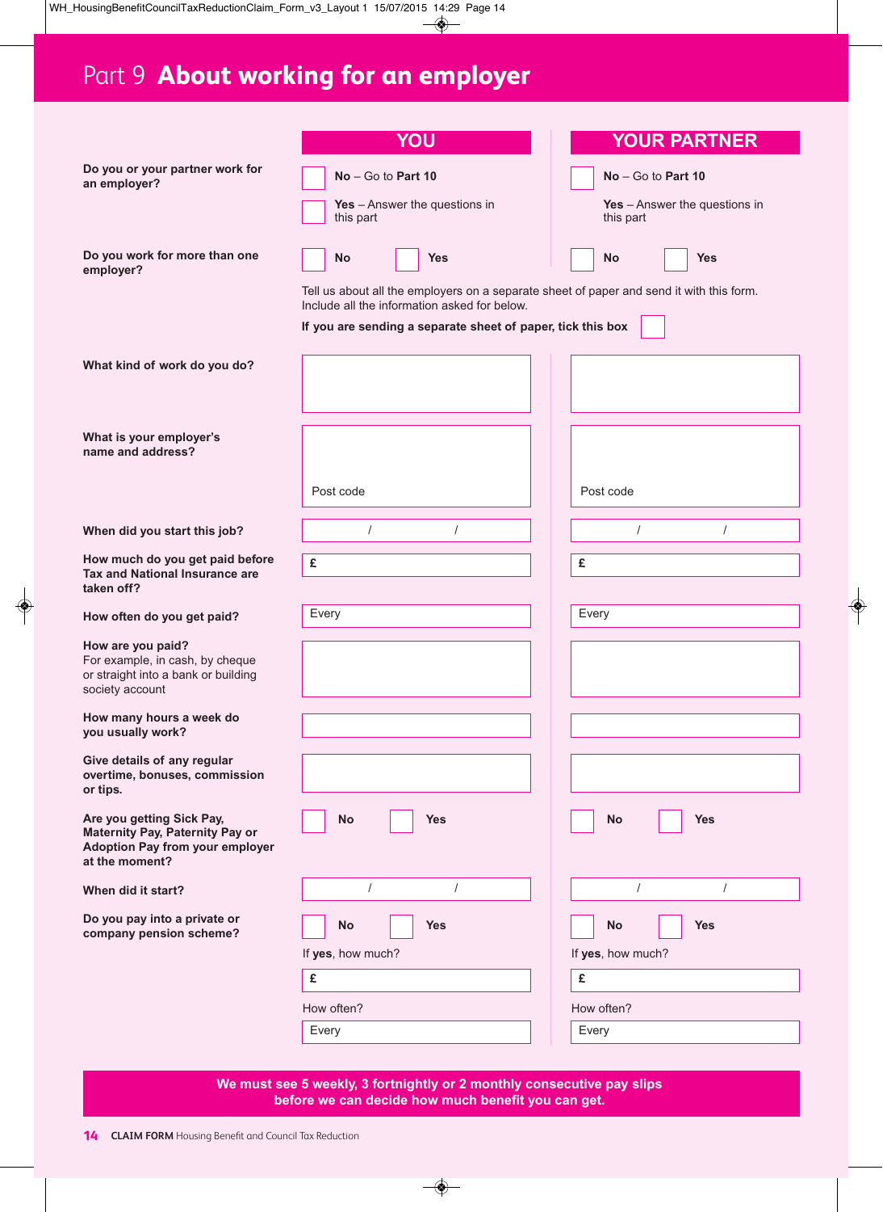# Part 9 About working for an employer

| | YOU | YOUR PARTNER |
|---|---|---|
| **Do you or your partner work for an employer?** | ☐ **No** – Go to **Part 10**<br>☐ **Yes** – Answer the questions in this part | ☐ **No** – Go to **Part 10**<br>**Yes** – Answer the questions in this part |
| **Do you work for more than one employer?** | ☐ **No** ☐ **Yes** | ☐ **No** ☐ **Yes** |

Tell us about all the employers on a separate sheet of paper and send it with this form. Include all the information asked for below.

**If you are sending a separate sheet of paper, tick this box** ☐

| | YOU | YOUR PARTNER |
|---|---|---|
| **What kind of work do you do?** | | |
| **What is your employer's name and address?** | Post code | Post code |
| **When did you start this job?** | / / | / / |
| **How much do you get paid before Tax and National Insurance are taken off?** | £ | £ |
| **How often do you get paid?** | Every | Every |
| **How are you paid?** For example, in cash, by cheque or straight into a bank or building society account | | |
| **How many hours a week do you usually work?** | | |
| **Give details of any regular overtime, bonuses, commission or tips.** | | |
| **Are you getting Sick Pay, Maternity Pay, Paternity Pay or Adoption Pay from your employer at the moment?** | ☐ **No** ☐ **Yes** | ☐ **No** ☐ **Yes** |
| **When did it start?** | / / | / / |
| **Do you pay into a private or company pension scheme?** | ☐ **No** ☐ **Yes**<br>If **yes**, how much?<br>£<br>How often?<br>Every | ☐ **No** ☐ **Yes**<br>If **yes**, how much?<br>£<br>How often?<br>Every |

**We must see 5 weekly, 3 fortnightly or 2 monthly consecutive pay slips before we can decide how much benefit you can get.**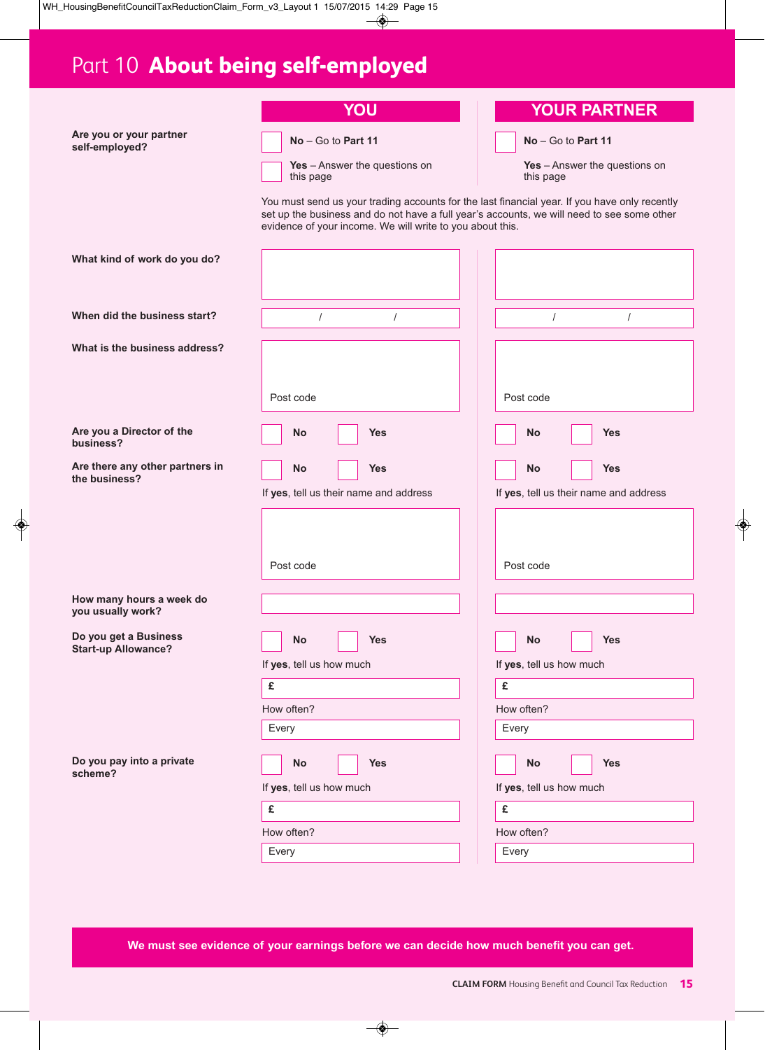# Part 10 **About being self-employed**

| | YOU | YOUR PARTNER |
|---|---|---|
| **Are you or your partner self-employed?** | ☐ **No** – Go to **Part 11**<br>☐ **Yes** – Answer the questions on this page | ☐ **No** – Go to **Part 11**<br>☐ **Yes** – Answer the questions on this page |

You must send us your trading accounts for the last financial year. If you have only recently set up the business and do not have a full year's accounts, we will need to see some other evidence of your income. We will write to you about this.

| | YOU | YOUR PARTNER |
|---|---|---|
| **What kind of work do you do?** | | |
| **When did the business start?** | / / | / / |
| **What is the business address?** | Post code | Post code |
| **Are you a Director of the business?** | ☐ **No** ☐ **Yes** | ☐ **No** ☐ **Yes** |
| **Are there any other partners in the business?** | ☐ **No** ☐ **Yes**<br>If **yes**, tell us their name and address<br>Post code | ☐ **No** ☐ **Yes**<br>If **yes**, tell us their name and address<br>Post code |
| **How many hours a week do you usually work?** | | |
| **Do you get a Business Start-up Allowance?** | ☐ **No** ☐ **Yes**<br>If **yes**, tell us how much<br>**£**<br>How often?<br>Every | ☐ **No** ☐ **Yes**<br>If **yes**, tell us how much<br>**£**<br>How often?<br>Every |
| **Do you pay into a private scheme?** | ☐ **No** ☐ **Yes**<br>If **yes**, tell us how much<br>**£**<br>How often?<br>Every | ☐ **No** ☐ **Yes**<br>If **yes**, tell us how much<br>**£**<br>How often?<br>Every |

**We must see evidence of your earnings before we can decide how much benefit you can get.**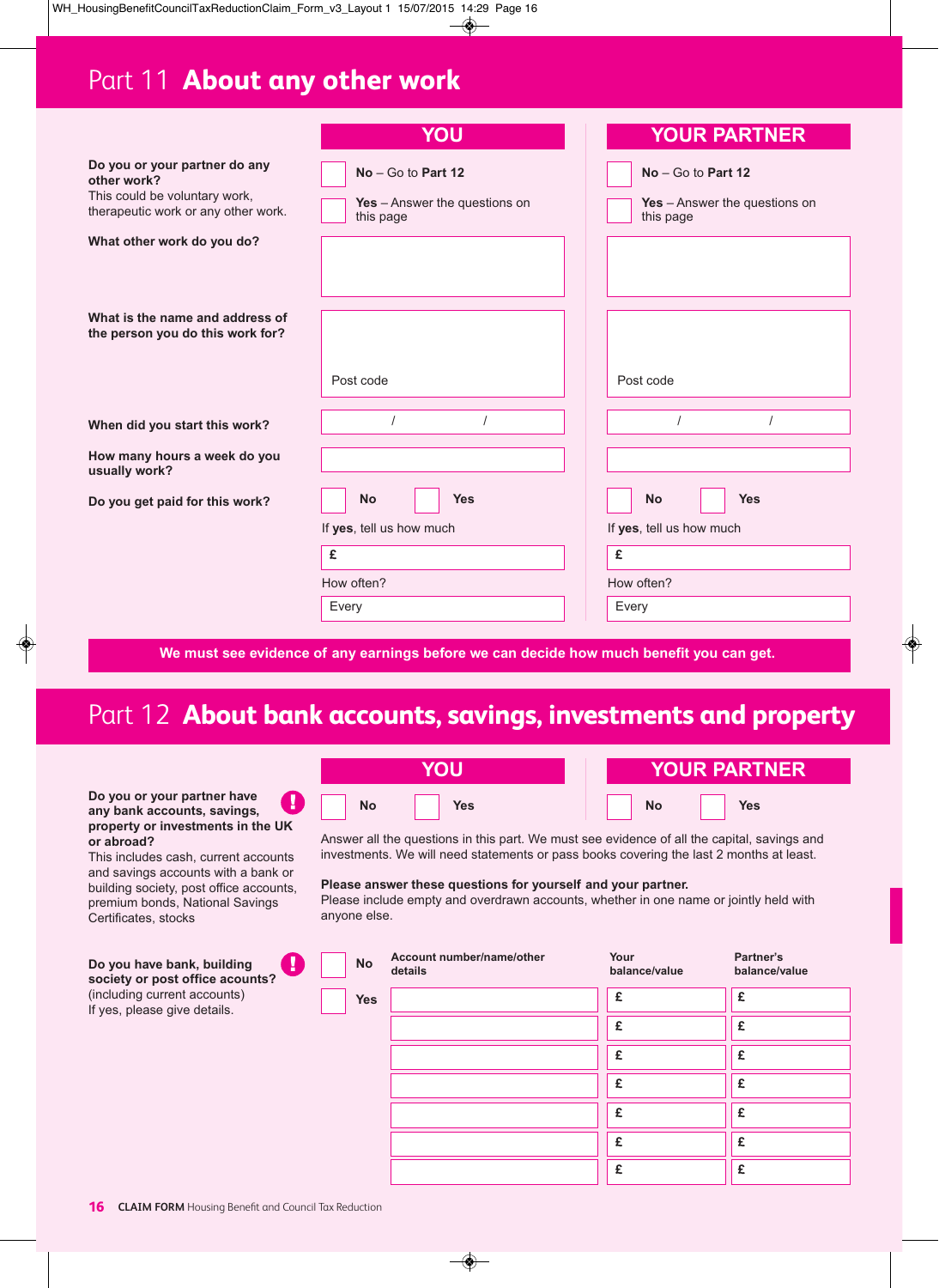# Part 11 About any other work

| | YOU | YOUR PARTNER |
|---|---|---|
| **Do you or your partner do any other work?** This could be voluntary work, therapeutic work or any other work. | ☐ **No** – Go to **Part 12**<br>☐ **Yes** – Answer the questions on this page | ☐ **No** – Go to **Part 12**<br>☐ **Yes** – Answer the questions on this page |
| **What other work do you do?** | | |
| **What is the name and address of the person you do this work for?** | Post code | Post code |
| **When did you start this work?** | / / | / / |
| **How many hours a week do you usually work?** | | |
| **Do you get paid for this work?** | ☐ **No** ☐ **Yes**<br>If **yes**, tell us how much<br>£<br>How often?<br>Every | ☐ **No** ☐ **Yes**<br>If **yes**, tell us how much<br>£<br>How often?<br>Every |

**We must see evidence of any earnings before we can decide how much benefit you can get.**

# Part 12 About bank accounts, savings, investments and property

| | YOU | YOUR PARTNER |
|---|---|---|
| **Do you or your partner have any bank accounts, savings, property or investments in the UK or abroad?** This includes cash, current accounts and savings accounts with a bank or building society, post office accounts, premium bonds, National Savings Certificates, stocks | ☐ **No** ☐ **Yes** | ☐ **No** ☐ **Yes** |

Answer all the questions in this part. We must see evidence of all the capital, savings and investments. We will need statements or pass books covering the last 2 months at least.

**Please answer these questions for yourself and your partner.**
Please include empty and overdrawn accounts, whether in one name or jointly held with anyone else.

**Do you have bank, building society or post office acounts?** (including current accounts) If yes, please give details.

☐ **No**
☐ **Yes**

| Account number/name/other details | Your balance/value | Partner's balance/value |
|---|---|---|
| | £ | £ |
| | £ | £ |
| | £ | £ |
| | £ | £ |
| | £ | £ |
| | £ | £ |
| | £ | £ |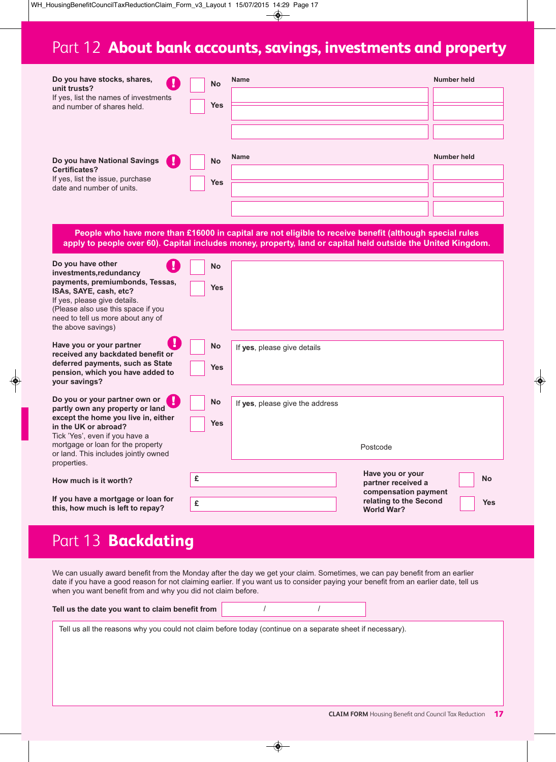# Part 12 About bank accounts, savings, investments and property

**Do you have stocks, shares, unit trusts?**
If yes, list the names of investments and number of shares held.

☐ No
☐ Yes

| Name | Number held |
|---|---|
| | |
| | |
| | |

**Do you have National Savings Certificates?**
If yes, list the issue, purchase date and number of units.

☐ No
☐ Yes

| Name | Number held |
|---|---|
| | |
| | |
| | |

**People who have more than £16000 in capital are not eligible to receive benefit (although special rules apply to people over 60). Capital includes money, property, land or capital held outside the United Kingdom.**

**Do you have other investments,redundancy payments, premiumbonds, Tessas, ISAs, SAYE, cash, etc?**
If yes, please give details.
(Please also use this space if you need to tell us more about any of the above savings)

☐ No
☐ Yes

**Have you or your partner received any backdated benefit or deferred payments, such as State pension, which you have added to your savings?**

☐ No
☐ Yes

If **yes**, please give details

**Do you or your partner own or partly own any property or land except the home you live in, either in the UK or abroad?**
Tick 'Yes', even if you have a mortgage or loan for the property or land. This includes jointly owned properties.

☐ No
☐ Yes

If **yes**, please give the address

Postcode

**How much is it worth?** £

**If you have a mortgage or loan for this, how much is left to repay?** £

**Have you or your partner received a compensation payment relating to the Second World War?**

☐ No
☐ Yes

# Part 13 Backdating

We can usually award benefit from the Monday after the day we get your claim. Sometimes, we can pay benefit from an earlier date if you have a good reason for not claiming earlier. If you want us to consider paying your benefit from an earlier date, tell us when you want benefit from and why you did not claim before.

**Tell us the date you want to claim benefit from** / /

Tell us all the reasons why you could not claim before today (continue on a separate sheet if necessary).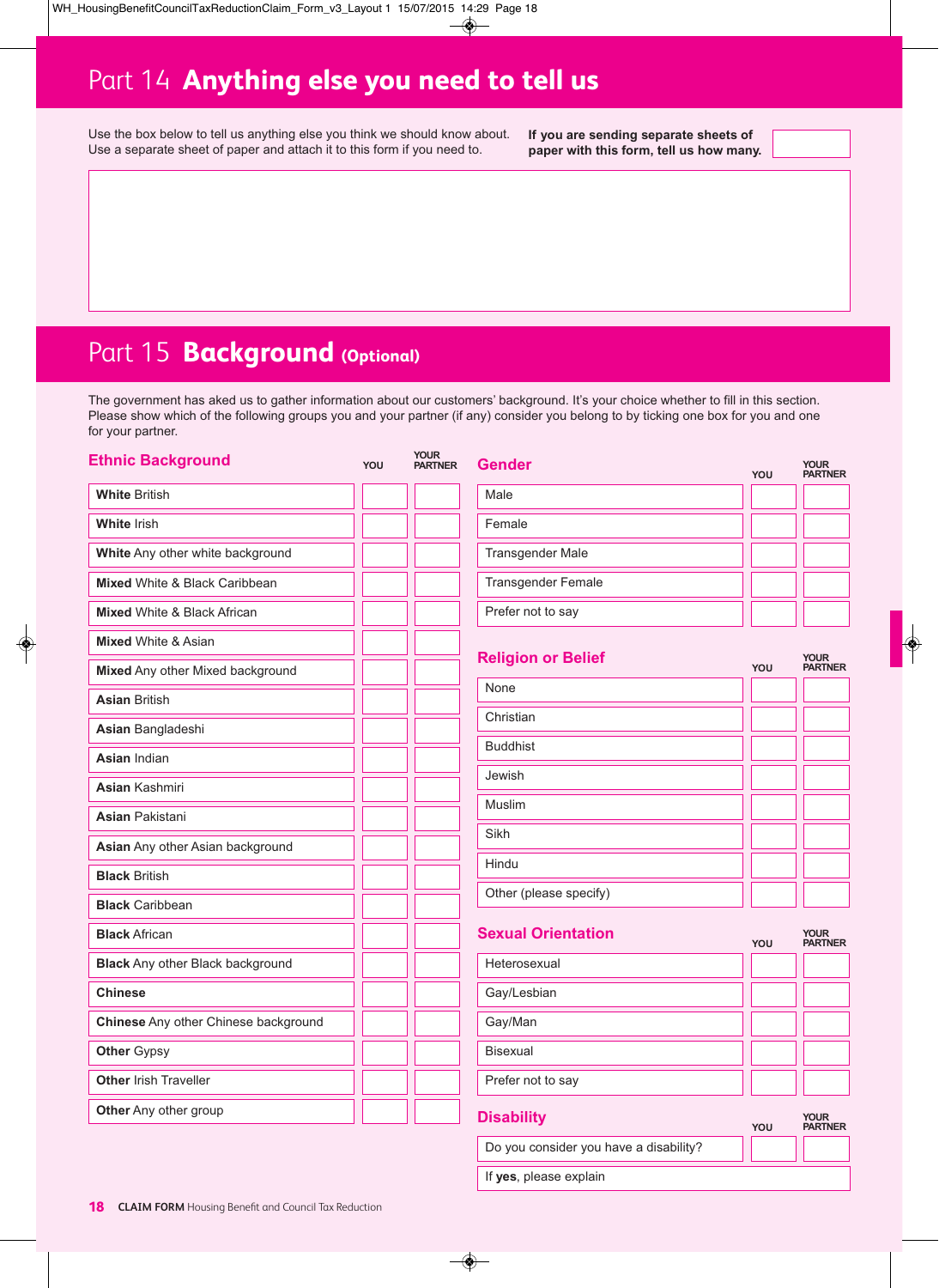# Part 14 Anything else you need to tell us

Use the box below to tell us anything else you think we should know about.
Use a separate sheet of paper and attach it to this form if you need to.

**If you are sending separate sheets of paper with this form, tell us how many.**

# Part 15 Background (Optional)

The government has aked us to gather information about our customers' background. It's your choice whether to fill in this section. Please show which of the following groups you and your partner (if any) consider you belong to by ticking one box for you and one for your partner.

## Ethnic Background

| Ethnic Background | YOU | YOUR PARTNER |
|---|---|---|
| **White** British | | |
| **White** Irish | | |
| **White** Any other white background | | |
| **Mixed** White & Black Caribbean | | |
| **Mixed** White & Black African | | |
| **Mixed** White & Asian | | |
| **Mixed** Any other Mixed background | | |
| **Asian** British | | |
| **Asian** Bangladeshi | | |
| **Asian** Indian | | |
| **Asian** Kashmiri | | |
| **Asian** Pakistani | | |
| **Asian** Any other Asian background | | |
| **Black** British | | |
| **Black** Caribbean | | |
| **Black** African | | |
| **Black** Any other Black background | | |
| **Chinese** | | |
| **Chinese** Any other Chinese background | | |
| **Other** Gypsy | | |
| **Other** Irish Traveller | | |
| **Other** Any other group | | |

## Gender

| Gender | YOU | YOUR PARTNER |
|---|---|---|
| Male | | |
| Female | | |
| Transgender Male | | |
| Transgender Female | | |
| Prefer not to say | | |

## Religion or Belief

| Religion or Belief | YOU | YOUR PARTNER |
|---|---|---|
| None | | |
| Christian | | |
| Buddhist | | |
| Jewish | | |
| Muslim | | |
| Sikh | | |
| Hindu | | |
| Other (please specify) | | |

## Sexual Orientation

| Sexual Orientation | YOU | YOUR PARTNER |
|---|---|---|
| Heterosexual | | |
| Gay/Lesbian | | |
| Gay/Man | | |
| Bisexual | | |
| Prefer not to say | | |

## Disability

| Disability | YOU | YOUR PARTNER |
|---|---|---|
| Do you consider you have a disability? | | |

If **yes**, please explain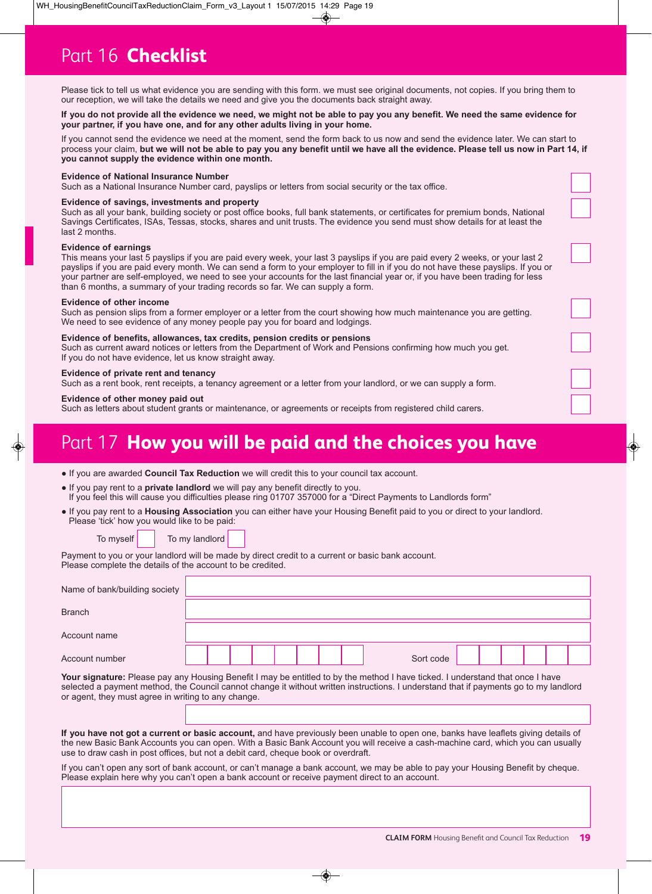## Part 16 **Checklist**

Please tick to tell us what evidence you are sending with this form. we must see original documents, not copies. If you bring them to our reception, we will take the details we need and give you the documents back straight away.

**If you do not provide all the evidence we need, we might not be able to pay you any benefit. We need the same evidence for your partner, if you have one, and for any other adults living in your home.**

If you cannot send the evidence we need at the moment, send the form back to us now and send the evidence later. We can start to process your claim, **but we will not be able to pay you any benefit until we have all the evidence. Please tell us now in Part 14, if you cannot supply the evidence within one month.**

**Evidence of National Insurance Number**
Such as a National Insurance Number card, payslips or letters from social security or the tax office. ☐

**Evidence of savings, investments and property**
Such as all your bank, building society or post office books, full bank statements, or certificates for premium bonds, National Savings Certificates, ISAs, Tessas, stocks, shares and unit trusts. The evidence you send must show details for at least the last 2 months. ☐

**Evidence of earnings**
This means your last 5 payslips if you are paid every week, your last 3 payslips if you are paid every 2 weeks, or your last 2 payslips if you are paid every month. We can send a form to your employer to fill in if you do not have these payslips. If you or your partner are self-employed, we need to see your accounts for the last financial year or, if you have been trading for less than 6 months, a summary of your trading records so far. We can supply a form. ☐

**Evidence of other income**
Such as pension slips from a former employer or a letter from the court showing how much maintenance you are getting. We need to see evidence of any money people pay you for board and lodgings. ☐

**Evidence of benefits, allowances, tax credits, pension credits or pensions**
Such as current award notices or letters from the Department of Work and Pensions confirming how much you get. If you do not have evidence, let us know straight away. ☐

**Evidence of private rent and tenancy**
Such as a rent book, rent receipts, a tenancy agreement or a letter from your landlord, or we can supply a form. ☐

**Evidence of other money paid out**
Such as letters about student grants or maintenance, or agreements or receipts from registered child carers. ☐

## Part 17 **How you will be paid and the choices you have**

- If you are awarded **Council Tax Reduction** we will credit this to your council tax account.
- If you pay rent to a **private landlord** we will pay any benefit directly to you.
  If you feel this will cause you difficulties please ring 01707 357000 for a "Direct Payments to Landlords form"
- If you pay rent to a **Housing Association** you can either have your Housing Benefit paid to you or direct to your landlord.
  Please 'tick' how you would like to be paid:

To myself ☐ To my landlord ☐

Payment to you or your landlord will be made by direct credit to a current or basic bank account.
Please complete the details of the account to be credited.

| | |
|---|---|
| Name of bank/building society | |
| Branch | |
| Account name | |
| Account number | Sort code |

**Your signature:** Please pay any Housing Benefit I may be entitled to by the method I have ticked. I understand that once I have selected a payment method, the Council cannot change it without written instructions. I understand that if payments go to my landlord or agent, they must agree in writing to any change.

**If you have not got a current or basic account,** and have previously been unable to open one, banks have leaflets giving details of the new Basic Bank Accounts you can open. With a Basic Bank Account you will receive a cash-machine card, which you can usually use to draw cash in post offices, but not a debit card, cheque book or overdraft.

If you can't open any sort of bank account, or can't manage a bank account, we may be able to pay your Housing Benefit by cheque. Please explain here why you can't open a bank account or receive payment direct to an account.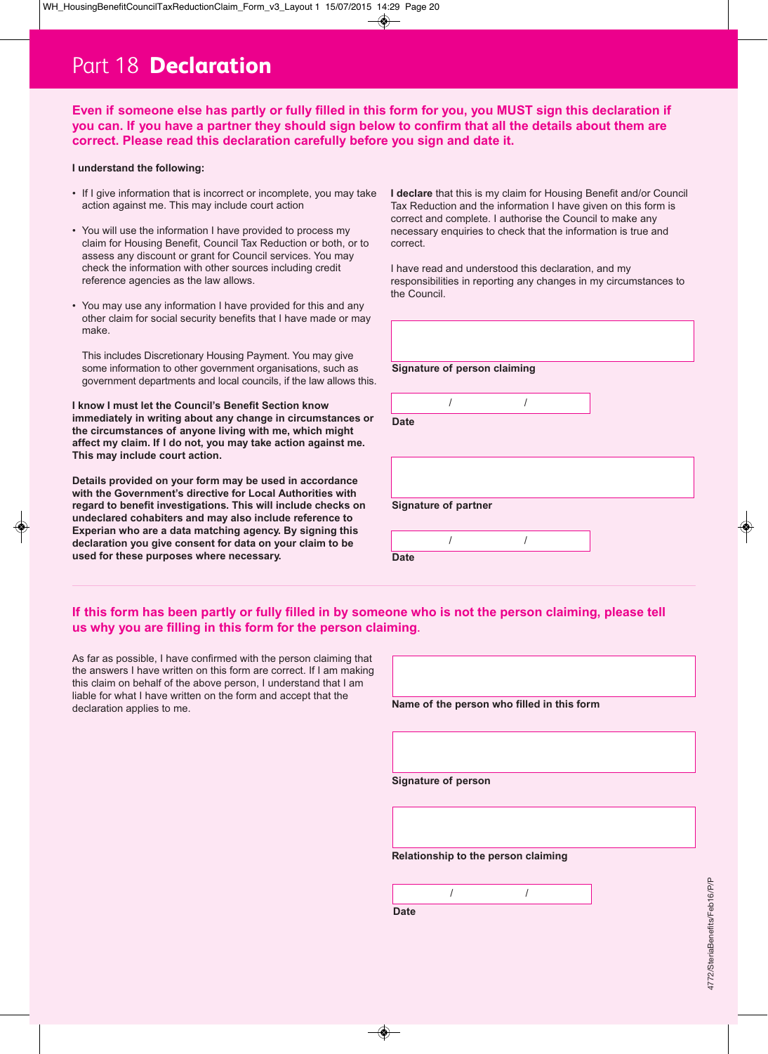# Part 18 **Declaration**

**Even if someone else has partly or fully filled in this form for you, you MUST sign this declaration if you can. If you have a partner they should sign below to confirm that all the details about them are correct. Please read this declaration carefully before you sign and date it.**

**I understand the following:**

- If I give information that is incorrect or incomplete, you may take action against me. This may include court action
- You will use the information I have provided to process my claim for Housing Benefit, Council Tax Reduction or both, or to assess any discount or grant for Council services. You may check the information with other sources including credit reference agencies as the law allows.
- You may use any information I have provided for this and any other claim for social security benefits that I have made or may make.

  This includes Discretionary Housing Payment. You may give some information to other government organisations, such as government departments and local councils, if the law allows this.

**I know I must let the Council's Benefit Section know immediately in writing about any change in circumstances or the circumstances of anyone living with me, which might affect my claim. If I do not, you may take action against me. This may include court action.**

**Details provided on your form may be used in accordance with the Government's directive for Local Authorities with regard to benefit investigations. This will include checks on undeclared cohabiters and may also include reference to Experian who are a data matching agency. By signing this declaration you give consent for data on your claim to be used for these purposes where necessary.**

**I declare** that this is my claim for Housing Benefit and/or Council Tax Reduction and the information I have given on this form is correct and complete. I authorise the Council to make any necessary enquiries to check that the information is true and correct.

I have read and understood this declaration, and my responsibilities in reporting any changes in my circumstances to the Council.

**Signature of person claiming**

**Date** / /

**Signature of partner**

**Date** / /

**If this form has been partly or fully filled in by someone who is not the person claiming, please tell us why you are filling in this form for the person claiming.**

As far as possible, I have confirmed with the person claiming that the answers I have written on this form are correct. If I am making this claim on behalf of the above person, I understand that I am liable for what I have written on the form and accept that the declaration applies to me.

**Name of the person who filled in this form**

**Signature of person**

**Relationship to the person claiming**

**Date** / /

4772/SteriaBenefits/Feb16/P/P